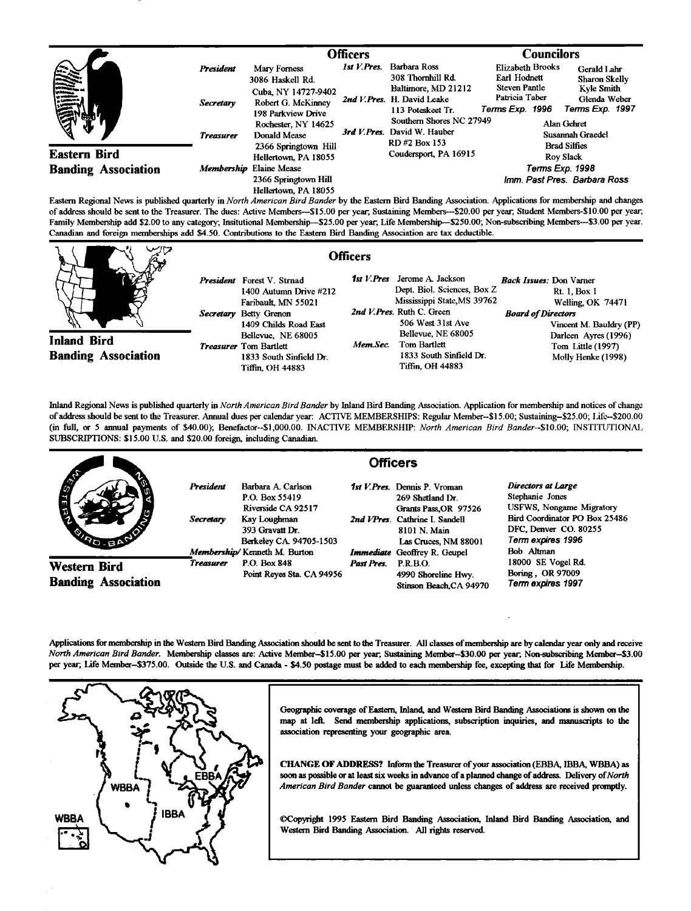## Eastern Bird Banding Association

### Officers

*President* Mary Forness
3086 Haskell Rd.
Cuba, NY 14727-9402

*Secretary* Robert G. McKinney
198 Parkview Drive
Rochester, NY 14625

*Treasurer* Donald Mease
2366 Springtown Hill
Hellertown, PA 18055

*Membership* Elaine Mease
2366 Springtown Hill
Hellertown, PA 18055

*1st V.Pres.* Barbara Ross
308 Thornhill Rd.
Baltimore, MD 21212

*2nd V.Pres.* H. David Leake
113 Poteskeet Tr.
Southern Shores NC 27949

*3rd V.Pres.* David W. Hauber
RD #2 Box 153
Coudersport, PA 16915

### Councilors

Elizabeth Brooks
Earl Hodnett
Steven Pantle
Patricia Taber
*Terms Exp. 1996*

Gerald Lahr
Sharon Skelly
Kyle Smith
Glenda Weber
*Terms Exp. 1997*

Alan Gehret
Susannah Graedel
Brad Silfies
Roy Slack
*Terms Exp. 1998*

*Imm. Past Pres. Barbara Ross*

Eastern Regional News is published quarterly in *North American Bird Bander* by the Eastern Bird Banding Association. Applications for membership and changes of address should be sent to the Treasurer. The dues: Active Members---$15.00 per year; Sustaining Members---$20.00 per year; Student Members-$10.00 per year; Family Membership add $2.00 to any category; Insitutional Membership---$25.00 per year; Life Membership---$250.00; Non-subscribing Members---$3.00 per year. Canadian and foreign memberships add $4.50. Contributions to the Eastern Bird Banding Association are tax deductible.

## Inland Bird Banding Association

### Officers

*President* Forest V. Strnad
1400 Autumn Drive #212
Faribault, MN 55021

*Secretary* Betty Grenon
1409 Childs Road East
Bellevue, NE 68005

*Treasurer* Tom Bartlett
1833 South Sinfield Dr.
Tiffin, OH 44883

*1st V.Pres* Jerome A. Jackson
Dept. Biol. Sciences, Box Z
Mississippi State, MS 39762

*2nd V.Pres.* Ruth C. Green
506 West 31st Ave
Bellevue, NE 68005

*Mem.Sec.* Tom Bartlett
1833 South Sinfield Dr.
Tiffin, OH 44883

*Back Issues:* Don Varner
Rt. 1, Box 1
Welling, OK 74471

*Board of Directors*
Vincent M. Bauldry (PP)
Darleen Ayres (1996)
Tom Little (1997)
Molly Henke (1998)

Inland Regional News is published quarterly in *North American Bird Bander* by Inland Bird Banding Association. Application for membership and notices of change of address should be sent to the Treasurer. Annual dues per calendar year: ACTIVE MEMBERSHIPS: Regular Member--$15.00; Sustaining--$25.00; Life--$200.00 (in full, or 5 annual payments of $40.00); Benefactor--$1,000.00. INACTIVE MEMBERSHIP: *North American Bird Bander*--$10.00; INSTITUTIONAL SUBSCRIPTIONS: $15.00 U.S. and $20.00 foreign, including Canadian.

## Western Bird Banding Association

### Officers

*President* Barbara A. Carlson
P.O. Box 55419
Riverside CA 92517

*Secretary* Kay Loughman
393 Gravatt Dr.
Berkeley CA. 94705-1503

*Membership/Treasurer* Kenneth M. Burton
P.O. Box 848
Point Reyes Sta. CA 94956

*1st V.Pres.* Dennis P. Vroman
269 Shetland Dr.
Grants Pass, OR 97526

*2nd VPres.* Cathrine I. Sandell
8101 N. Main
Las Cruces, NM 88001

*Immediate Past Pres.* Geoffrey R. Geupel
P.R.B.O.
4990 Shoreline Hwy.
Stinson Beach, CA 94970

*Directors at Large*
Stephanie Jones
USFWS, Nongame Migratory Bird Coordinator PO Box 25486
DFC, Denver CO. 80255
*Term expires 1996*

Bob Altman
18000 SE Vogel Rd.
Boring, OR 97009
*Term expires 1997*

Applications for membership in the Western Bird Banding Association should be sent to the Treasurer. All classes of membership are by calendar year only and receive *North American Bird Bander*. Membership classes are: Active Member--$15.00 per year; Sustaining Member--$30.00 per year; Non-subscribing Member--$3.00 per year; Life Member--$375.00. Outside the U.S. and Canada - $4.50 postage must be added to each membership fee, excepting that for Life Membership.

WBBA, IBBA, EBBA

Geographic coverage of Eastern, Inland, and Western Bird Banding Associations is shown on the map at left. Send membership applications, subscription inquiries, and manuscripts to the association representing your geographic area.

**CHANGE OF ADDRESS?** Inform the Treasurer of your association (EBBA, IBBA, WBBA) as soon as possible or at least six weeks in advance of a planned change of address. Delivery of *North American Bird Bander* cannot be guaranteed unless changes of address are received promptly.

©Copyright 1995 Eastern Bird Banding Association, Inland Bird Banding Association, and Western Bird Banding Association. All rights reserved.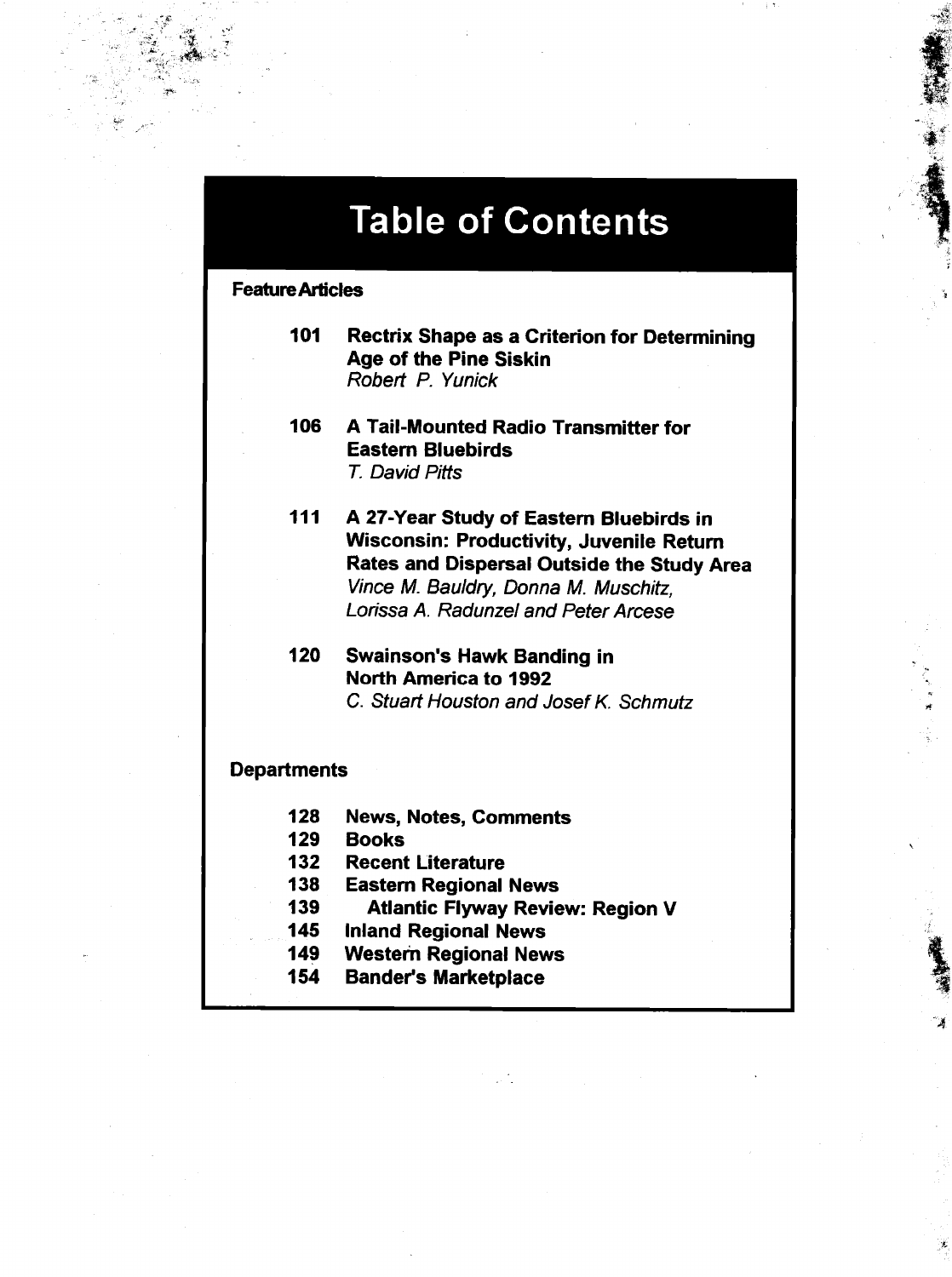# Table of Contents

**Feature Articles**

**101 Rectrix Shape as a Criterion for Determining Age of the Pine Siskin**
*Robert P. Yunick*

**106 A Tail-Mounted Radio Transmitter for Eastern Bluebirds**
*T. David Pitts*

**111 A 27-Year Study of Eastern Bluebirds in Wisconsin: Productivity, Juvenile Return Rates and Dispersal Outside the Study Area**
*Vince M. Bauldry, Donna M. Muschitz, Lorissa A. Radunzel and Peter Arcese*

**120 Swainson's Hawk Banding in North America to 1992**
*C. Stuart Houston and Josef K. Schmutz*

**Departments**

**128 News, Notes, Comments**
**129 Books**
**132 Recent Literature**
**138 Eastern Regional News**
**139 Atlantic Flyway Review: Region V**
**145 Inland Regional News**
**149 Western Regional News**
**154 Bander's Marketplace**